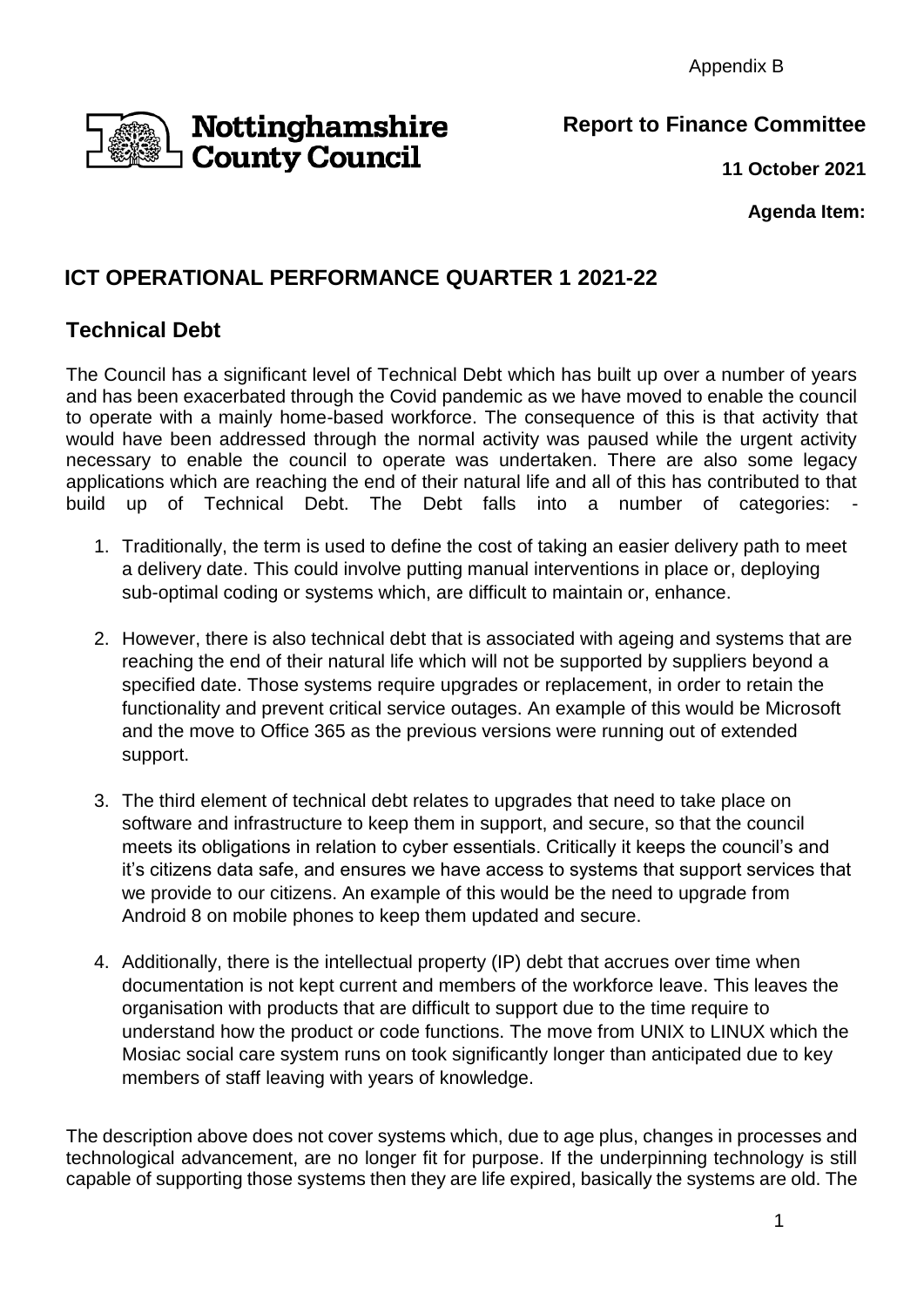Appendix B

Nottinghamshire County Council

**Report to Finance Committee**

**11 October 2021**

**Agenda Item:**

# ICT OPERATIONAL PERFORMANCE QUARTER 1 2021-22

## Technical Debt

The Council has a significant level of Technical Debt which has built up over a number of years and has been exacerbated through the Covid pandemic as we have moved to enable the council to operate with a mainly home-based workforce. The consequence of this is that activity that would have been addressed through the normal activity was paused while the urgent activity necessary to enable the council to operate was undertaken. There are also some legacy applications which are reaching the end of their natural life and all of this has contributed to that build up of Technical Debt. The Debt falls into a number of categories: -

1. Traditionally, the term is used to define the cost of taking an easier delivery path to meet a delivery date. This could involve putting manual interventions in place or, deploying sub-optimal coding or systems which, are difficult to maintain or, enhance.

2. However, there is also technical debt that is associated with ageing and systems that are reaching the end of their natural life which will not be supported by suppliers beyond a specified date. Those systems require upgrades or replacement, in order to retain the functionality and prevent critical service outages. An example of this would be Microsoft and the move to Office 365 as the previous versions were running out of extended support.

3. The third element of technical debt relates to upgrades that need to take place on software and infrastructure to keep them in support, and secure, so that the council meets its obligations in relation to cyber essentials. Critically it keeps the council's and it's citizens data safe, and ensures we have access to systems that support services that we provide to our citizens. An example of this would be the need to upgrade from Android 8 on mobile phones to keep them updated and secure.

4. Additionally, there is the intellectual property (IP) debt that accrues over time when documentation is not kept current and members of the workforce leave. This leaves the organisation with products that are difficult to support due to the time require to understand how the product or code functions. The move from UNIX to LINUX which the Mosiac social care system runs on took significantly longer than anticipated due to key members of staff leaving with years of knowledge.

The description above does not cover systems which, due to age plus, changes in processes and technological advancement, are no longer fit for purpose. If the underpinning technology is still capable of supporting those systems then they are life expired, basically the systems are old. The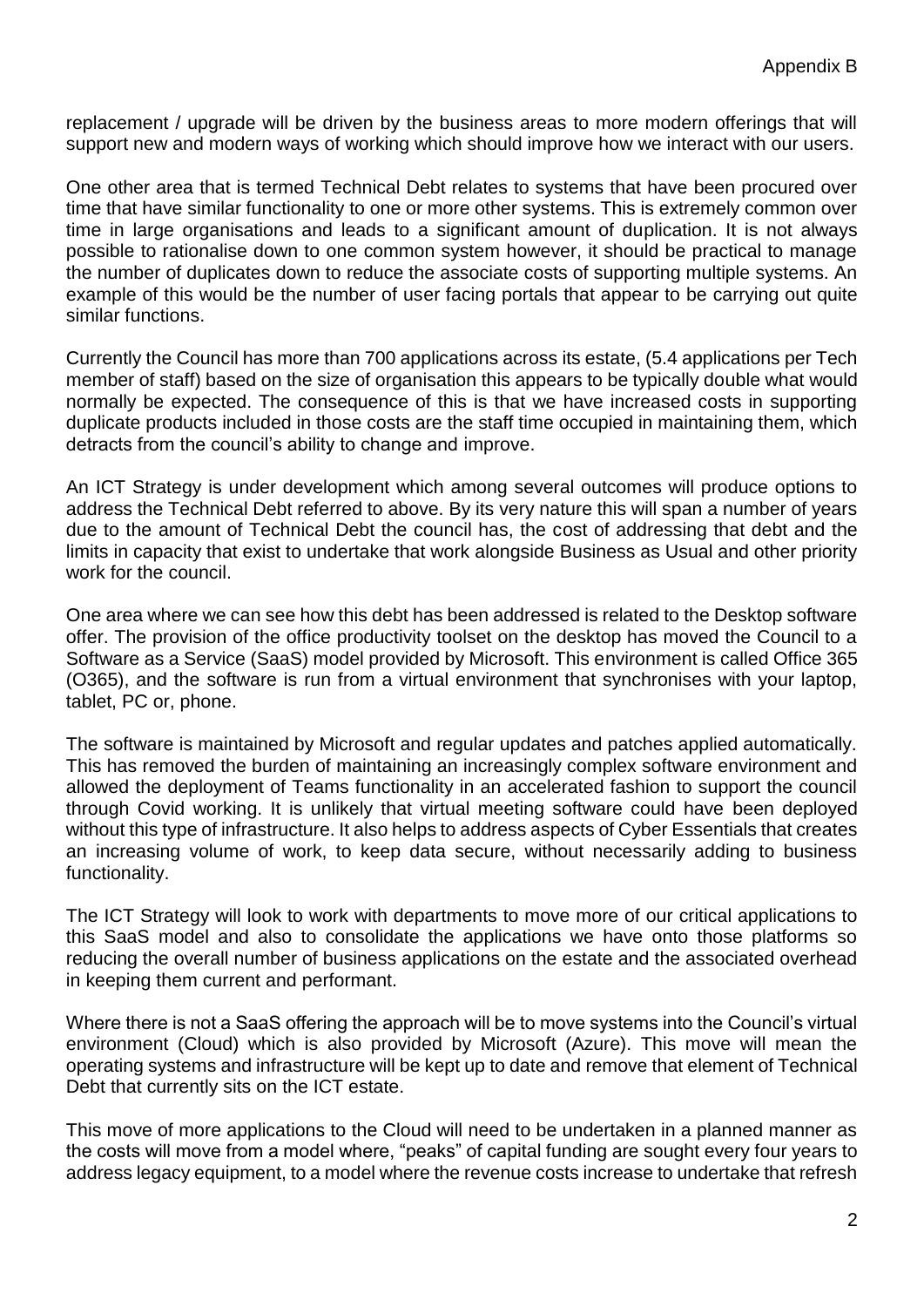replacement / upgrade will be driven by the business areas to more modern offerings that will support new and modern ways of working which should improve how we interact with our users.

One other area that is termed Technical Debt relates to systems that have been procured over time that have similar functionality to one or more other systems. This is extremely common over time in large organisations and leads to a significant amount of duplication. It is not always possible to rationalise down to one common system however, it should be practical to manage the number of duplicates down to reduce the associate costs of supporting multiple systems. An example of this would be the number of user facing portals that appear to be carrying out quite similar functions.

Currently the Council has more than 700 applications across its estate, (5.4 applications per Tech member of staff) based on the size of organisation this appears to be typically double what would normally be expected. The consequence of this is that we have increased costs in supporting duplicate products included in those costs are the staff time occupied in maintaining them, which detracts from the council's ability to change and improve.

An ICT Strategy is under development which among several outcomes will produce options to address the Technical Debt referred to above. By its very nature this will span a number of years due to the amount of Technical Debt the council has, the cost of addressing that debt and the limits in capacity that exist to undertake that work alongside Business as Usual and other priority work for the council.

One area where we can see how this debt has been addressed is related to the Desktop software offer. The provision of the office productivity toolset on the desktop has moved the Council to a Software as a Service (SaaS) model provided by Microsoft. This environment is called Office 365 (O365), and the software is run from a virtual environment that synchronises with your laptop, tablet, PC or, phone.

The software is maintained by Microsoft and regular updates and patches applied automatically. This has removed the burden of maintaining an increasingly complex software environment and allowed the deployment of Teams functionality in an accelerated fashion to support the council through Covid working. It is unlikely that virtual meeting software could have been deployed without this type of infrastructure. It also helps to address aspects of Cyber Essentials that creates an increasing volume of work, to keep data secure, without necessarily adding to business functionality.

The ICT Strategy will look to work with departments to move more of our critical applications to this SaaS model and also to consolidate the applications we have onto those platforms so reducing the overall number of business applications on the estate and the associated overhead in keeping them current and performant.

Where there is not a SaaS offering the approach will be to move systems into the Council's virtual environment (Cloud) which is also provided by Microsoft (Azure). This move will mean the operating systems and infrastructure will be kept up to date and remove that element of Technical Debt that currently sits on the ICT estate.

This move of more applications to the Cloud will need to be undertaken in a planned manner as the costs will move from a model where, "peaks" of capital funding are sought every four years to address legacy equipment, to a model where the revenue costs increase to undertake that refresh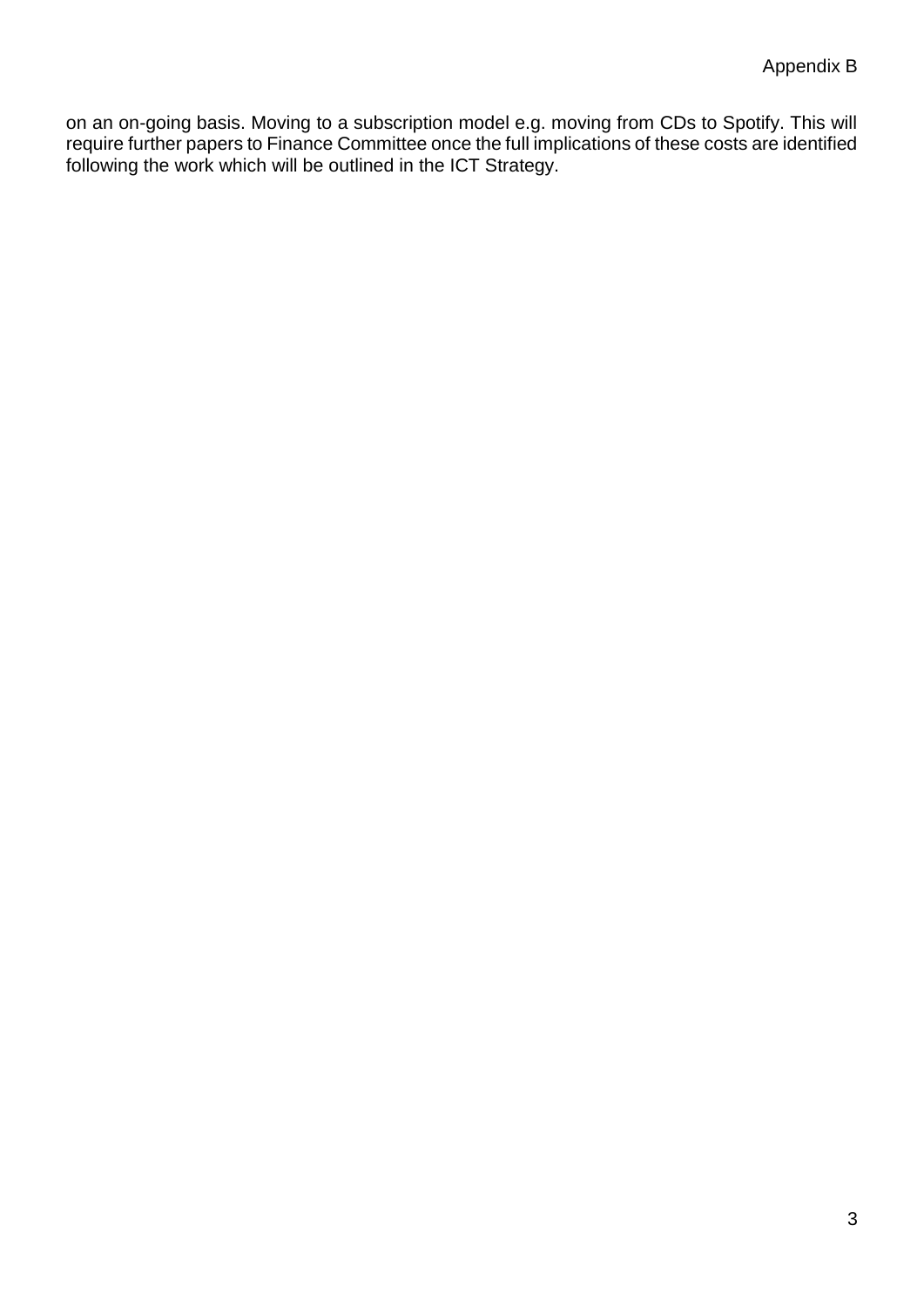on an on-going basis. Moving to a subscription model e.g. moving from CDs to Spotify. This will require further papers to Finance Committee once the full implications of these costs are identified following the work which will be outlined in the ICT Strategy.